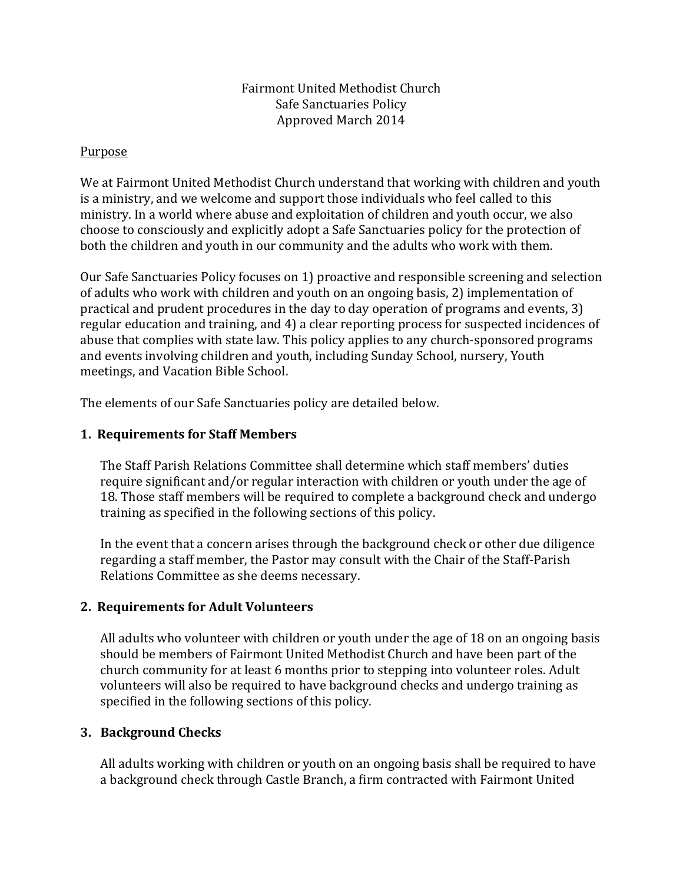Fairmont United Methodist Church
Safe Sanctuaries Policy
Approved March 2014

Purpose

We at Fairmont United Methodist Church understand that working with children and youth is a ministry, and we welcome and support those individuals who feel called to this ministry. In a world where abuse and exploitation of children and youth occur, we also choose to consciously and explicitly adopt a Safe Sanctuaries policy for the protection of both the children and youth in our community and the adults who work with them.

Our Safe Sanctuaries Policy focuses on 1) proactive and responsible screening and selection of adults who work with children and youth on an ongoing basis, 2) implementation of practical and prudent procedures in the day to day operation of programs and events, 3) regular education and training, and 4) a clear reporting process for suspected incidences of abuse that complies with state law. This policy applies to any church-sponsored programs and events involving children and youth, including Sunday School, nursery, Youth meetings, and Vacation Bible School.

The elements of our Safe Sanctuaries policy are detailed below.

## 1. Requirements for Staff Members

The Staff Parish Relations Committee shall determine which staff members' duties require significant and/or regular interaction with children or youth under the age of 18. Those staff members will be required to complete a background check and undergo training as specified in the following sections of this policy.

In the event that a concern arises through the background check or other due diligence regarding a staff member, the Pastor may consult with the Chair of the Staff-Parish Relations Committee as she deems necessary.

## 2. Requirements for Adult Volunteers

All adults who volunteer with children or youth under the age of 18 on an ongoing basis should be members of Fairmont United Methodist Church and have been part of the church community for at least 6 months prior to stepping into volunteer roles. Adult volunteers will also be required to have background checks and undergo training as specified in the following sections of this policy.

## 3. Background Checks

All adults working with children or youth on an ongoing basis shall be required to have a background check through Castle Branch, a firm contracted with Fairmont United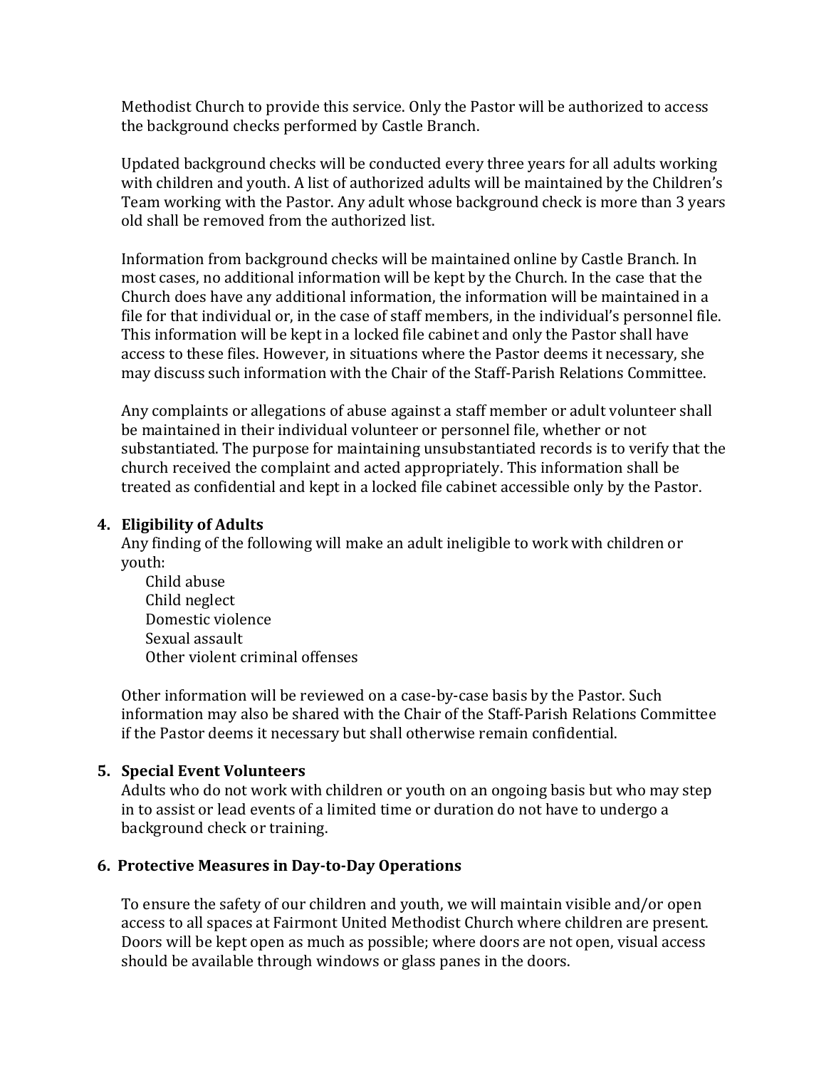Methodist Church to provide this service. Only the Pastor will be authorized to access the background checks performed by Castle Branch.

Updated background checks will be conducted every three years for all adults working with children and youth. A list of authorized adults will be maintained by the Children's Team working with the Pastor. Any adult whose background check is more than 3 years old shall be removed from the authorized list.

Information from background checks will be maintained online by Castle Branch. In most cases, no additional information will be kept by the Church. In the case that the Church does have any additional information, the information will be maintained in a file for that individual or, in the case of staff members, in the individual's personnel file. This information will be kept in a locked file cabinet and only the Pastor shall have access to these files. However, in situations where the Pastor deems it necessary, she may discuss such information with the Chair of the Staff-Parish Relations Committee.

Any complaints or allegations of abuse against a staff member or adult volunteer shall be maintained in their individual volunteer or personnel file, whether or not substantiated. The purpose for maintaining unsubstantiated records is to verify that the church received the complaint and acted appropriately. This information shall be treated as confidential and kept in a locked file cabinet accessible only by the Pastor.

### 4. Eligibility of Adults

Any finding of the following will make an adult ineligible to work with children or youth:

- Child abuse
- Child neglect
- Domestic violence
- Sexual assault
- Other violent criminal offenses

Other information will be reviewed on a case-by-case basis by the Pastor. Such information may also be shared with the Chair of the Staff-Parish Relations Committee if the Pastor deems it necessary but shall otherwise remain confidential.

### 5. Special Event Volunteers

Adults who do not work with children or youth on an ongoing basis but who may step in to assist or lead events of a limited time or duration do not have to undergo a background check or training.

### 6. Protective Measures in Day-to-Day Operations

To ensure the safety of our children and youth, we will maintain visible and/or open access to all spaces at Fairmont United Methodist Church where children are present. Doors will be kept open as much as possible; where doors are not open, visual access should be available through windows or glass panes in the doors.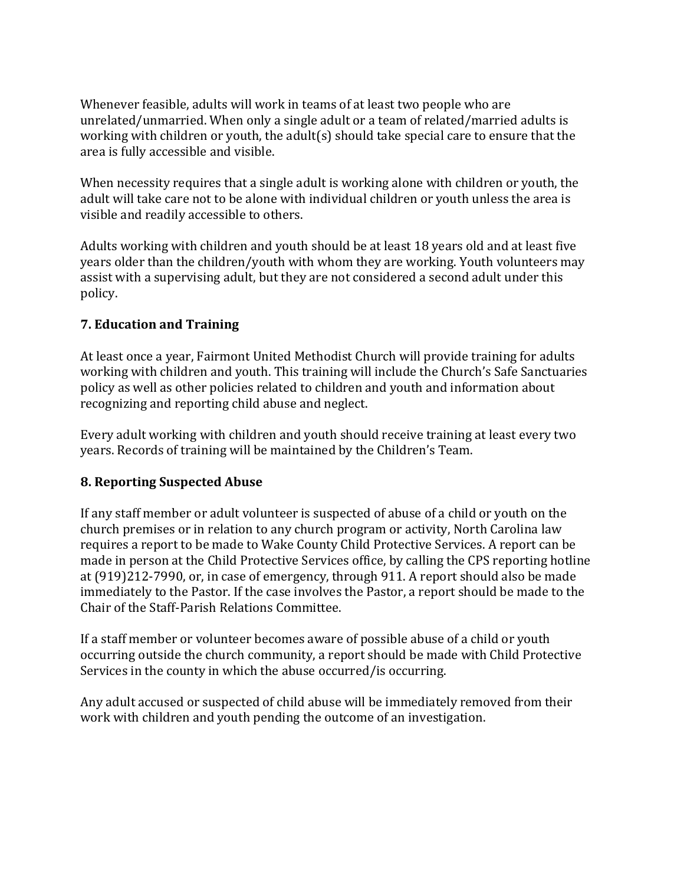Whenever feasible, adults will work in teams of at least two people who are unrelated/unmarried. When only a single adult or a team of related/married adults is working with children or youth, the adult(s) should take special care to ensure that the area is fully accessible and visible.

When necessity requires that a single adult is working alone with children or youth, the adult will take care not to be alone with individual children or youth unless the area is visible and readily accessible to others.

Adults working with children and youth should be at least 18 years old and at least five years older than the children/youth with whom they are working. Youth volunteers may assist with a supervising adult, but they are not considered a second adult under this policy.

### 7. Education and Training

At least once a year, Fairmont United Methodist Church will provide training for adults working with children and youth. This training will include the Church's Safe Sanctuaries policy as well as other policies related to children and youth and information about recognizing and reporting child abuse and neglect.

Every adult working with children and youth should receive training at least every two years. Records of training will be maintained by the Children's Team.

### 8. Reporting Suspected Abuse

If any staff member or adult volunteer is suspected of abuse of a child or youth on the church premises or in relation to any church program or activity, North Carolina law requires a report to be made to Wake County Child Protective Services. A report can be made in person at the Child Protective Services office, by calling the CPS reporting hotline at (919)212-7990, or, in case of emergency, through 911. A report should also be made immediately to the Pastor. If the case involves the Pastor, a report should be made to the Chair of the Staff-Parish Relations Committee.

If a staff member or volunteer becomes aware of possible abuse of a child or youth occurring outside the church community, a report should be made with Child Protective Services in the county in which the abuse occurred/is occurring.

Any adult accused or suspected of child abuse will be immediately removed from their work with children and youth pending the outcome of an investigation.